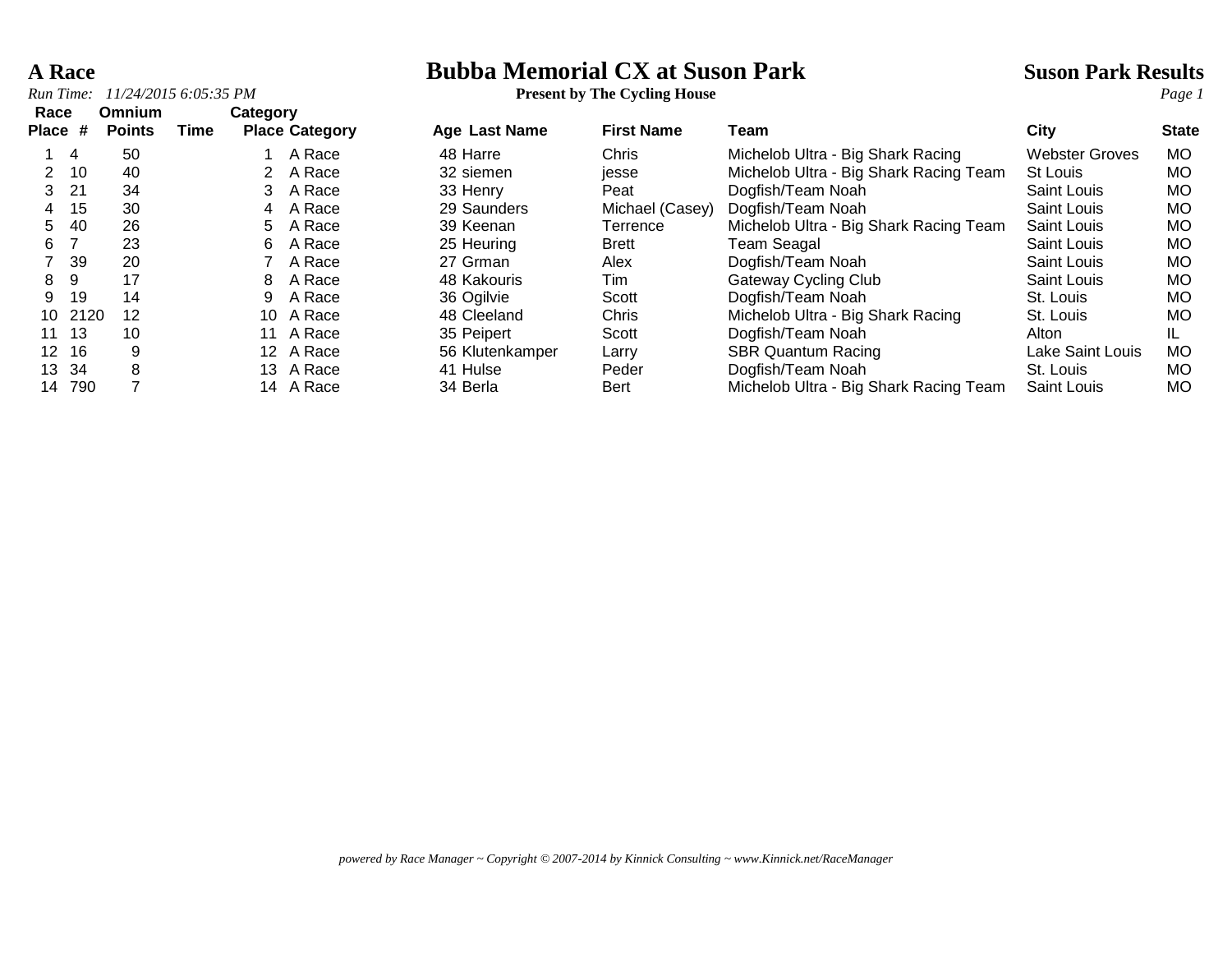# A Race

*Run Time: 11/24/2015 6:05:35 PM*

# Bubba Memorial CX at Suson Park

**Present by The Cycling House**

**Suson Park Results**

| Race Place | # | Omnium Points | Time | Category Place | Category | Age | Last Name | First Name | Team | City | State |
|---|---|---|---|---|---|---|---|---|---|---|---|
| 1 | 4 | 50 | | 1 | A Race | 48 | Harre | Chris | Michelob Ultra - Big Shark Racing | Webster Groves | MO |
| 2 | 10 | 40 | | 2 | A Race | 32 | siemen | jesse | Michelob Ultra - Big Shark Racing Team | St Louis | MO |
| 3 | 21 | 34 | | 3 | A Race | 33 | Henry | Peat | Dogfish/Team Noah | Saint Louis | MO |
| 4 | 15 | 30 | | 4 | A Race | 29 | Saunders | Michael (Casey) | Dogfish/Team Noah | Saint Louis | MO |
| 5 | 40 | 26 | | 5 | A Race | 39 | Keenan | Terrence | Michelob Ultra - Big Shark Racing Team | Saint Louis | MO |
| 6 | 7 | 23 | | 6 | A Race | 25 | Heuring | Brett | Team Seagal | Saint Louis | MO |
| 7 | 39 | 20 | | 7 | A Race | 27 | Grman | Alex | Dogfish/Team Noah | Saint Louis | MO |
| 8 | 9 | 17 | | 8 | A Race | 48 | Kakouris | Tim | Gateway Cycling Club | Saint Louis | MO |
| 9 | 19 | 14 | | 9 | A Race | 36 | Ogilvie | Scott | Dogfish/Team Noah | St. Louis | MO |
| 10 | 2120 | 12 | | 10 | A Race | 48 | Cleeland | Chris | Michelob Ultra - Big Shark Racing | St. Louis | MO |
| 11 | 13 | 10 | | 11 | A Race | 35 | Peipert | Scott | Dogfish/Team Noah | Alton | IL |
| 12 | 16 | 9 | | 12 | A Race | 56 | Klutenkamper | Larry | SBR Quantum Racing | Lake Saint Louis | MO |
| 13 | 34 | 8 | | 13 | A Race | 41 | Hulse | Peder | Dogfish/Team Noah | St. Louis | MO |
| 14 | 790 | 7 | | 14 | A Race | 34 | Berla | Bert | Michelob Ultra - Big Shark Racing Team | Saint Louis | MO |

*powered by Race Manager ~ Copyright © 2007-2014 by Kinnick Consulting ~ www.Kinnick.net/RaceManager*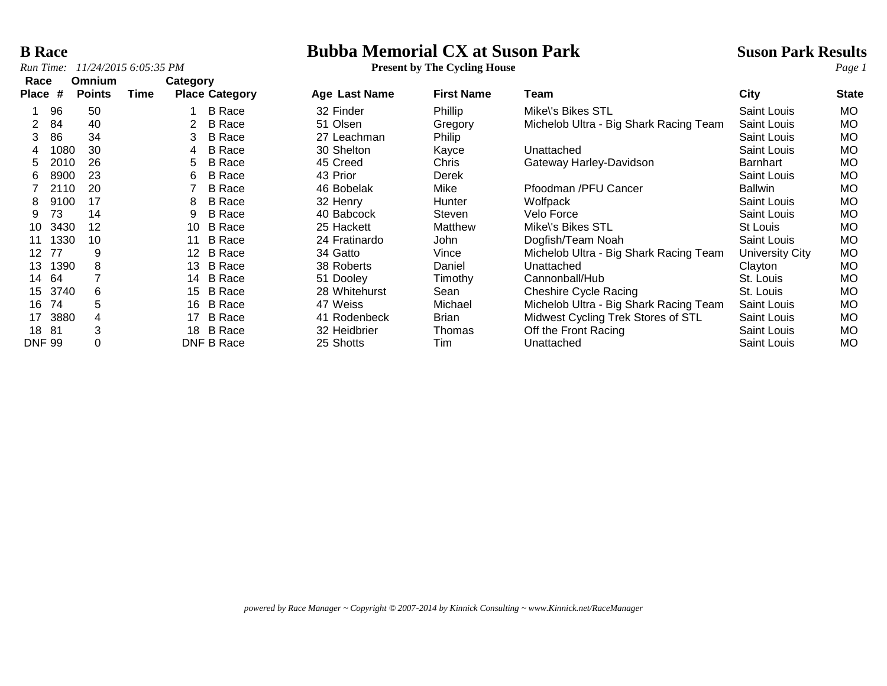# Bubba Memorial CX at Suson Park

**B Race**

**Present by The Cycling House**

**Suson Park Results**

*Run Time: 11/24/2015 6:05:35 PM*

| Race Place | # | Omnium Points | Time | Category Place | Category | Age | Last Name | First Name | Team | City | State |
|---|---|---|---|---|---|---|---|---|---|---|---|
| 1 | 96 | 50 | | 1 | B Race | 32 | Finder | Phillip | Mike\'s Bikes STL | Saint Louis | MO |
| 2 | 84 | 40 | | 2 | B Race | 51 | Olsen | Gregory | Michelob Ultra - Big Shark Racing Team | Saint Louis | MO |
| 3 | 86 | 34 | | 3 | B Race | 27 | Leachman | Philip | | Saint Louis | MO |
| 4 | 1080 | 30 | | 4 | B Race | 30 | Shelton | Kayce | Unattached | Saint Louis | MO |
| 5 | 2010 | 26 | | 5 | B Race | 45 | Creed | Chris | Gateway Harley-Davidson | Barnhart | MO |
| 6 | 8900 | 23 | | 6 | B Race | 43 | Prior | Derek | | Saint Louis | MO |
| 7 | 2110 | 20 | | 7 | B Race | 46 | Bobelak | Mike | Pfoodman /PFU Cancer | Ballwin | MO |
| 8 | 9100 | 17 | | 8 | B Race | 32 | Henry | Hunter | Wolfpack | Saint Louis | MO |
| 9 | 73 | 14 | | 9 | B Race | 40 | Babcock | Steven | Velo Force | Saint Louis | MO |
| 10 | 3430 | 12 | | 10 | B Race | 25 | Hackett | Matthew | Mike\'s Bikes STL | St Louis | MO |
| 11 | 1330 | 10 | | 11 | B Race | 24 | Fratinardo | John | Dogfish/Team Noah | Saint Louis | MO |
| 12 | 77 | 9 | | 12 | B Race | 34 | Gatto | Vince | Michelob Ultra - Big Shark Racing Team | University City | MO |
| 13 | 1390 | 8 | | 13 | B Race | 38 | Roberts | Daniel | Unattached | Clayton | MO |
| 14 | 64 | 7 | | 14 | B Race | 51 | Dooley | Timothy | Cannonball/Hub | St. Louis | MO |
| 15 | 3740 | 6 | | 15 | B Race | 28 | Whitehurst | Sean | Cheshire Cycle Racing | St. Louis | MO |
| 16 | 74 | 5 | | 16 | B Race | 47 | Weiss | Michael | Michelob Ultra - Big Shark Racing Team | Saint Louis | MO |
| 17 | 3880 | 4 | | 17 | B Race | 41 | Rodenbeck | Brian | Midwest Cycling Trek Stores of STL | Saint Louis | MO |
| 18 | 81 | 3 | | 18 | B Race | 32 | Heidbrier | Thomas | Off the Front Racing | Saint Louis | MO |
| DNF | 99 | 0 | | DNF | B Race | 25 | Shotts | Tim | Unattached | Saint Louis | MO |

*powered by Race Manager ~ Copyright © 2007-2014 by Kinnick Consulting ~ www.Kinnick.net/RaceManager*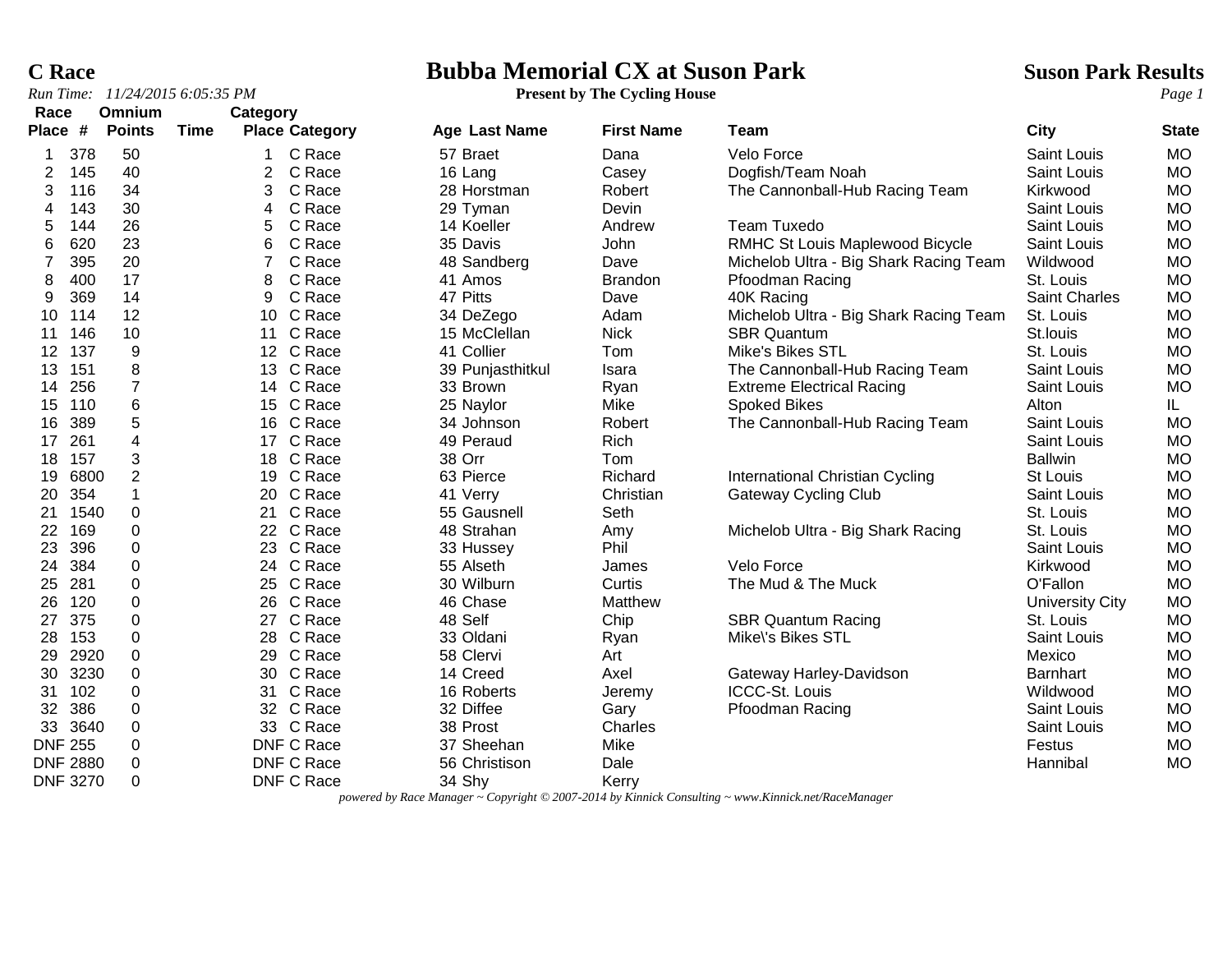# C Race

## Bubba Memorial CX at Suson Park

**Present by The Cycling House**

**Suson Park Results**

*Run Time: 11/24/2015 6:05:35 PM*

| Race Place | # | Omnium Points | Time | Category Place | Category | Age | Last Name | First Name | Team | City | State |
|---|---|---|---|---|---|---|---|---|---|---|---|
| 1 | 378 | 50 | | 1 | C Race | 57 | Braet | Dana | Velo Force | Saint Louis | MO |
| 2 | 145 | 40 | | 2 | C Race | 16 | Lang | Casey | Dogfish/Team Noah | Saint Louis | MO |
| 3 | 116 | 34 | | 3 | C Race | 28 | Horstman | Robert | The Cannonball-Hub Racing Team | Kirkwood | MO |
| 4 | 143 | 30 | | 4 | C Race | 29 | Tyman | Devin | | Saint Louis | MO |
| 5 | 144 | 26 | | 5 | C Race | 14 | Koeller | Andrew | Team Tuxedo | Saint Louis | MO |
| 6 | 620 | 23 | | 6 | C Race | 35 | Davis | John | RMHC St Louis Maplewood Bicycle | Saint Louis | MO |
| 7 | 395 | 20 | | 7 | C Race | 48 | Sandberg | Dave | Michelob Ultra - Big Shark Racing Team | Wildwood | MO |
| 8 | 400 | 17 | | 8 | C Race | 41 | Amos | Brandon | Pfoodman Racing | St. Louis | MO |
| 9 | 369 | 14 | | 9 | C Race | 47 | Pitts | Dave | 40K Racing | Saint Charles | MO |
| 10 | 114 | 12 | | 10 | C Race | 34 | DeZego | Adam | Michelob Ultra - Big Shark Racing Team | St. Louis | MO |
| 11 | 146 | 10 | | 11 | C Race | 15 | McClellan | Nick | SBR Quantum | St.louis | MO |
| 12 | 137 | 9 | | 12 | C Race | 41 | Collier | Tom | Mike's Bikes STL | St. Louis | MO |
| 13 | 151 | 8 | | 13 | C Race | 39 | Punjasthitkul | Isara | The Cannonball-Hub Racing Team | Saint Louis | MO |
| 14 | 256 | 7 | | 14 | C Race | 33 | Brown | Ryan | Extreme Electrical Racing | Saint Louis | MO |
| 15 | 110 | 6 | | 15 | C Race | 25 | Naylor | Mike | Spoked Bikes | Alton | IL |
| 16 | 389 | 5 | | 16 | C Race | 34 | Johnson | Robert | The Cannonball-Hub Racing Team | Saint Louis | MO |
| 17 | 261 | 4 | | 17 | C Race | 49 | Peraud | Rich | | Saint Louis | MO |
| 18 | 157 | 3 | | 18 | C Race | 38 | Orr | Tom | | Ballwin | MO |
| 19 | 6800 | 2 | | 19 | C Race | 63 | Pierce | Richard | International Christian Cycling | St Louis | MO |
| 20 | 354 | 1 | | 20 | C Race | 41 | Verry | Christian | Gateway Cycling Club | Saint Louis | MO |
| 21 | 1540 | 0 | | 21 | C Race | 55 | Gausnell | Seth | | St. Louis | MO |
| 22 | 169 | 0 | | 22 | C Race | 48 | Strahan | Amy | Michelob Ultra - Big Shark Racing | St. Louis | MO |
| 23 | 396 | 0 | | 23 | C Race | 33 | Hussey | Phil | | Saint Louis | MO |
| 24 | 384 | 0 | | 24 | C Race | 55 | Alseth | James | Velo Force | Kirkwood | MO |
| 25 | 281 | 0 | | 25 | C Race | 30 | Wilburn | Curtis | The Mud & The Muck | O'Fallon | MO |
| 26 | 120 | 0 | | 26 | C Race | 46 | Chase | Matthew | | University City | MO |
| 27 | 375 | 0 | | 27 | C Race | 48 | Self | Chip | SBR Quantum Racing | St. Louis | MO |
| 28 | 153 | 0 | | 28 | C Race | 33 | Oldani | Ryan | Mike\'s Bikes STL | Saint Louis | MO |
| 29 | 2920 | 0 | | 29 | C Race | 58 | Clervi | Art | | Mexico | MO |
| 30 | 3230 | 0 | | 30 | C Race | 14 | Creed | Axel | Gateway Harley-Davidson | Barnhart | MO |
| 31 | 102 | 0 | | 31 | C Race | 16 | Roberts | Jeremy | ICCC-St. Louis | Wildwood | MO |
| 32 | 386 | 0 | | 32 | C Race | 32 | Diffee | Gary | Pfoodman Racing | Saint Louis | MO |
| 33 | 3640 | 0 | | 33 | C Race | 38 | Prost | Charles | | Saint Louis | MO |
| DNF | 255 | 0 | | DNF | C Race | 37 | Sheehan | Mike | | Festus | MO |
| DNF | 2880 | 0 | | DNF | C Race | 56 | Christison | Dale | | Hannibal | MO |
| DNF | 3270 | 0 | | DNF | C Race | 34 | Shy | Kerry | | | |

*powered by Race Manager ~ Copyright © 2007-2014 by Kinnick Consulting ~ www.Kinnick.net/RaceManager*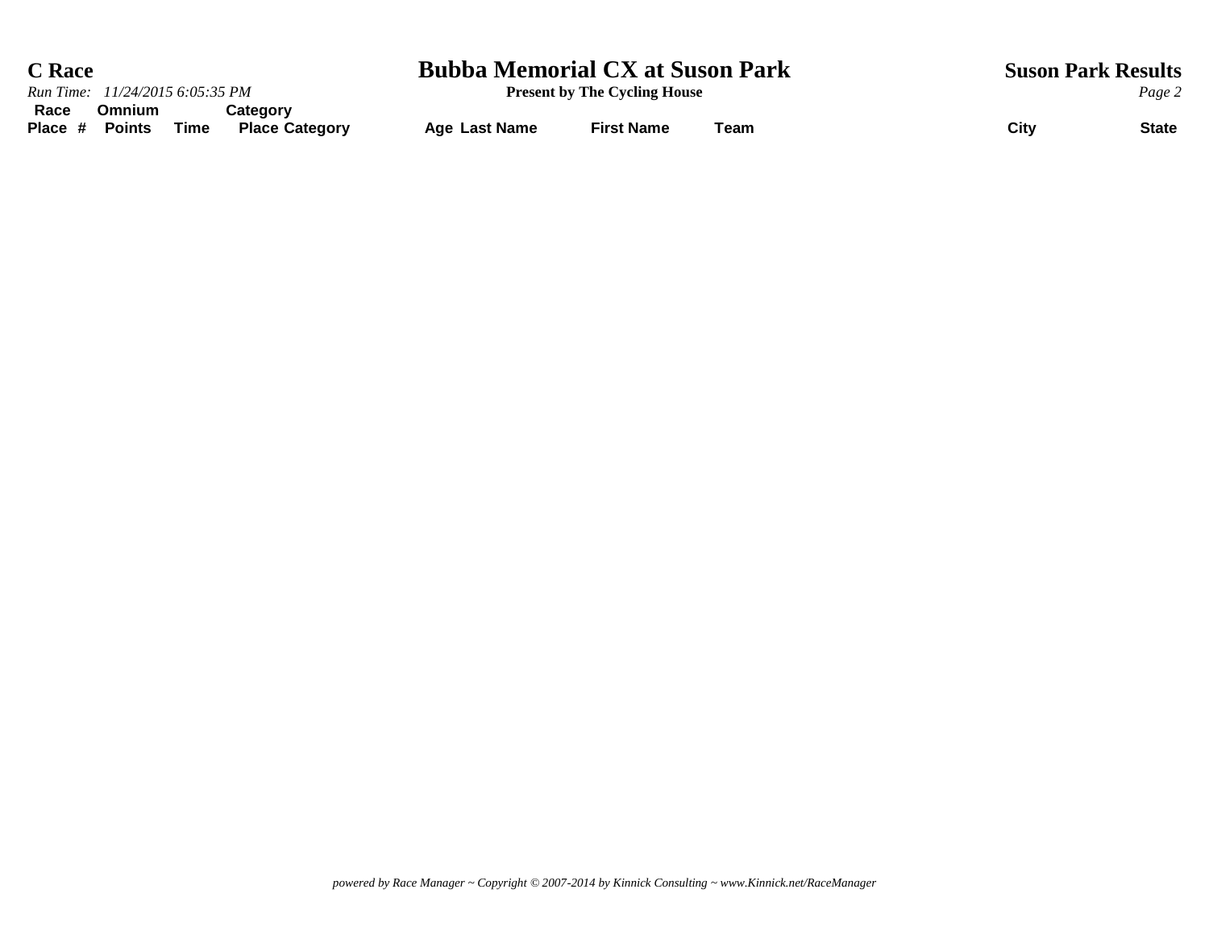# C Race

## Bubba Memorial CX at Suson Park

**Present by The Cycling House**

**Suson Park Results**

*Run Time: 11/24/2015 6:05:35 PM*

| Race Place | # | Omnium Points | Time | Category Place | Category | Age | Last Name | First Name | Team | City | State |
|---|---|---|---|---|---|---|---|---|---|---|---|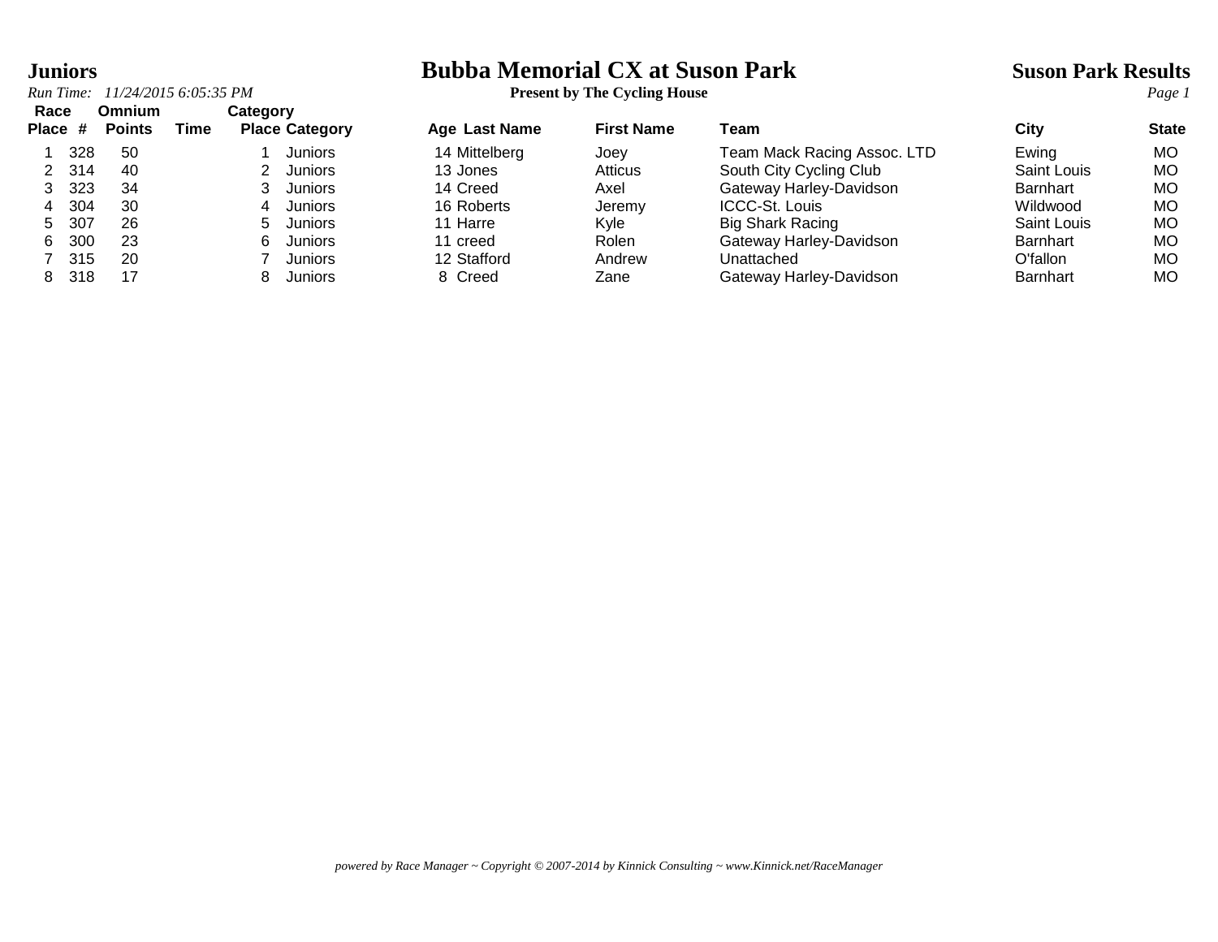# Bubba Memorial CX at Suson Park

**Present by The Cycling House**

**Juniors**

*Run Time: 11/24/2015 6:05:35 PM*

**Suson Park Results**

| Race Place | # | Omnium Points | Time | Category Place | Category | Age | Last Name | First Name | Team | City | State |
|---|---|---|---|---|---|---|---|---|---|---|---|
| 1 | 328 | 50 | | 1 | Juniors | 14 | Mittelberg | Joey | Team Mack Racing Assoc. LTD | Ewing | MO |
| 2 | 314 | 40 | | 2 | Juniors | 13 | Jones | Atticus | South City Cycling Club | Saint Louis | MO |
| 3 | 323 | 34 | | 3 | Juniors | 14 | Creed | Axel | Gateway Harley-Davidson | Barnhart | MO |
| 4 | 304 | 30 | | 4 | Juniors | 16 | Roberts | Jeremy | ICCC-St. Louis | Wildwood | MO |
| 5 | 307 | 26 | | 5 | Juniors | 11 | Harre | Kyle | Big Shark Racing | Saint Louis | MO |
| 6 | 300 | 23 | | 6 | Juniors | 11 | creed | Rolen | Gateway Harley-Davidson | Barnhart | MO |
| 7 | 315 | 20 | | 7 | Juniors | 12 | Stafford | Andrew | Unattached | O'fallon | MO |
| 8 | 318 | 17 | | 8 | Juniors | 8 | Creed | Zane | Gateway Harley-Davidson | Barnhart | MO |

*powered by Race Manager ~ Copyright © 2007-2014 by Kinnick Consulting ~ www.Kinnick.net/RaceManager*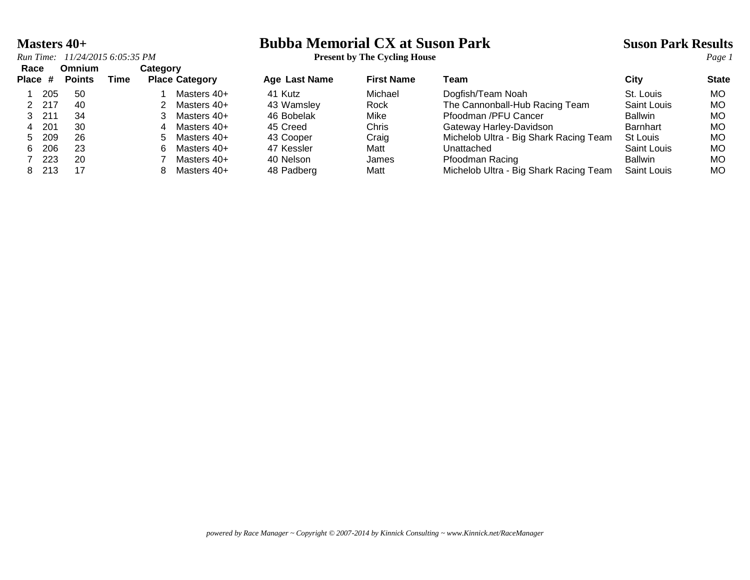# Masters 40+

## Bubba Memorial CX at Suson Park

**Suson Park Results**

*Run Time: 11/24/2015 6:05:35 PM*

**Present by The Cycling House**

| Race Place | # | Omnium Points | Time | Category Place | Category | Age | Last Name | First Name | Team | City | State |
|---|---|---|---|---|---|---|---|---|---|---|---|
| 1 | 205 | 50 | | 1 | Masters 40+ | 41 | Kutz | Michael | Dogfish/Team Noah | St. Louis | MO |
| 2 | 217 | 40 | | 2 | Masters 40+ | 43 | Wamsley | Rock | The Cannonball-Hub Racing Team | Saint Louis | MO |
| 3 | 211 | 34 | | 3 | Masters 40+ | 46 | Bobelak | Mike | Pfoodman /PFU Cancer | Ballwin | MO |
| 4 | 201 | 30 | | 4 | Masters 40+ | 45 | Creed | Chris | Gateway Harley-Davidson | Barnhart | MO |
| 5 | 209 | 26 | | 5 | Masters 40+ | 43 | Cooper | Craig | Michelob Ultra - Big Shark Racing Team | St Louis | MO |
| 6 | 206 | 23 | | 6 | Masters 40+ | 47 | Kessler | Matt | Unattached | Saint Louis | MO |
| 7 | 223 | 20 | | 7 | Masters 40+ | 40 | Nelson | James | Pfoodman Racing | Ballwin | MO |
| 8 | 213 | 17 | | 8 | Masters 40+ | 48 | Padberg | Matt | Michelob Ultra - Big Shark Racing Team | Saint Louis | MO |

*powered by Race Manager ~ Copyright © 2007-2014 by Kinnick Consulting ~ www.Kinnick.net/RaceManager*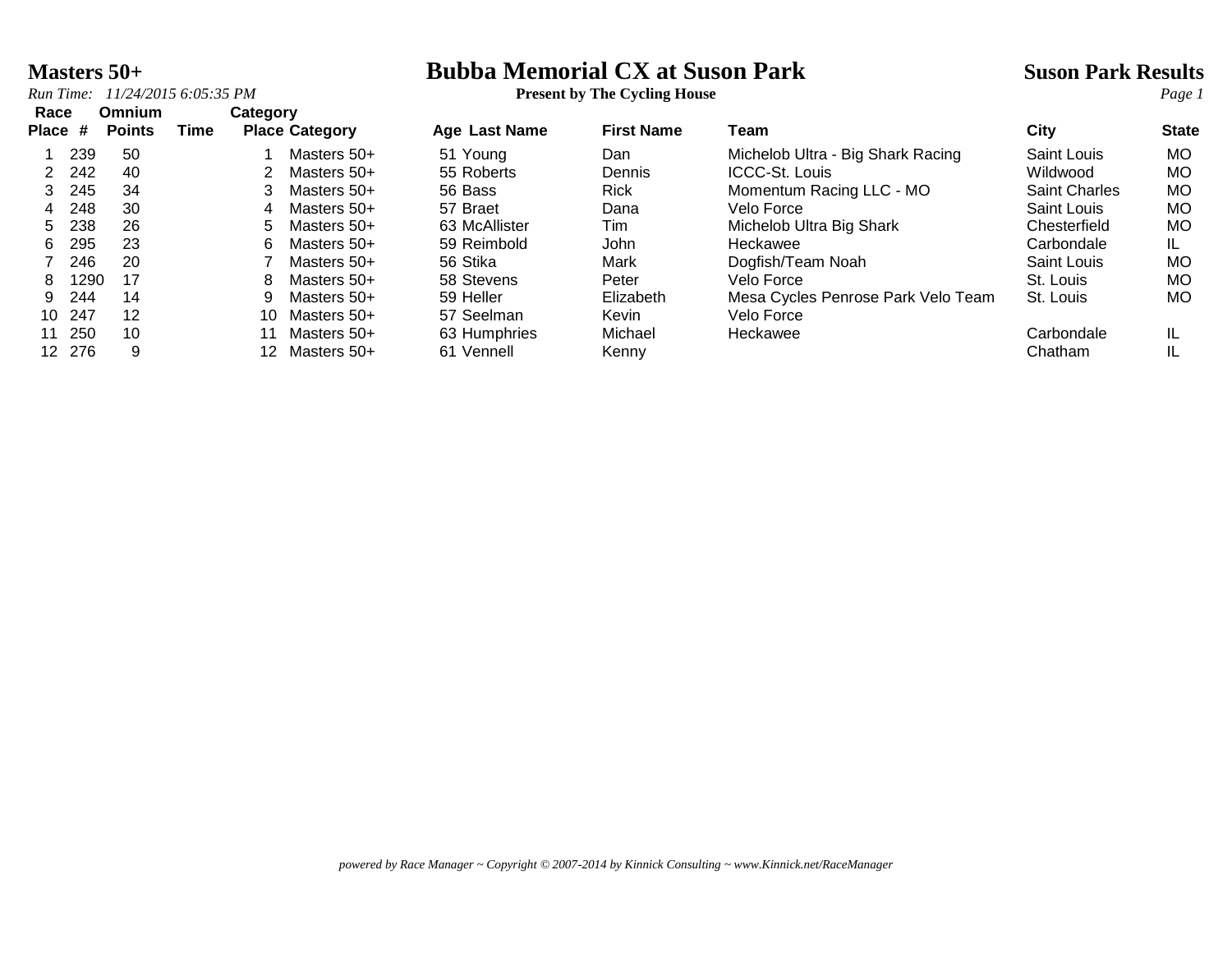# Masters 50+

## Bubba Memorial CX at Suson Park

**Present by The Cycling House**

**Suson Park Results**

*Run Time: 11/24/2015 6:05:35 PM*

| Race Place | # | Omnium Points | Time | Category Place | Category | Age | Last Name | First Name | Team | City | State |
|---|---|---|---|---|---|---|---|---|---|---|---|
| 1 | 239 | 50 | | 1 | Masters 50+ | 51 | Young | Dan | Michelob Ultra - Big Shark Racing | Saint Louis | MO |
| 2 | 242 | 40 | | 2 | Masters 50+ | 55 | Roberts | Dennis | ICCC-St. Louis | Wildwood | MO |
| 3 | 245 | 34 | | 3 | Masters 50+ | 56 | Bass | Rick | Momentum Racing LLC - MO | Saint Charles | MO |
| 4 | 248 | 30 | | 4 | Masters 50+ | 57 | Braet | Dana | Velo Force | Saint Louis | MO |
| 5 | 238 | 26 | | 5 | Masters 50+ | 63 | McAllister | Tim | Michelob Ultra Big Shark | Chesterfield | MO |
| 6 | 295 | 23 | | 6 | Masters 50+ | 59 | Reimbold | John | Heckawee | Carbondale | IL |
| 7 | 246 | 20 | | 7 | Masters 50+ | 56 | Stika | Mark | Dogfish/Team Noah | Saint Louis | MO |
| 8 | 1290 | 17 | | 8 | Masters 50+ | 58 | Stevens | Peter | Velo Force | St. Louis | MO |
| 9 | 244 | 14 | | 9 | Masters 50+ | 59 | Heller | Elizabeth | Mesa Cycles Penrose Park Velo Team | St. Louis | MO |
| 10 | 247 | 12 | | 10 | Masters 50+ | 57 | Seelman | Kevin | Velo Force | | |
| 11 | 250 | 10 | | 11 | Masters 50+ | 63 | Humphries | Michael | Heckawee | Carbondale | IL |
| 12 | 276 | 9 | | 12 | Masters 50+ | 61 | Vennell | Kenny | | Chatham | IL |

*powered by Race Manager ~ Copyright © 2007-2014 by Kinnick Consulting ~ www.Kinnick.net/RaceManager*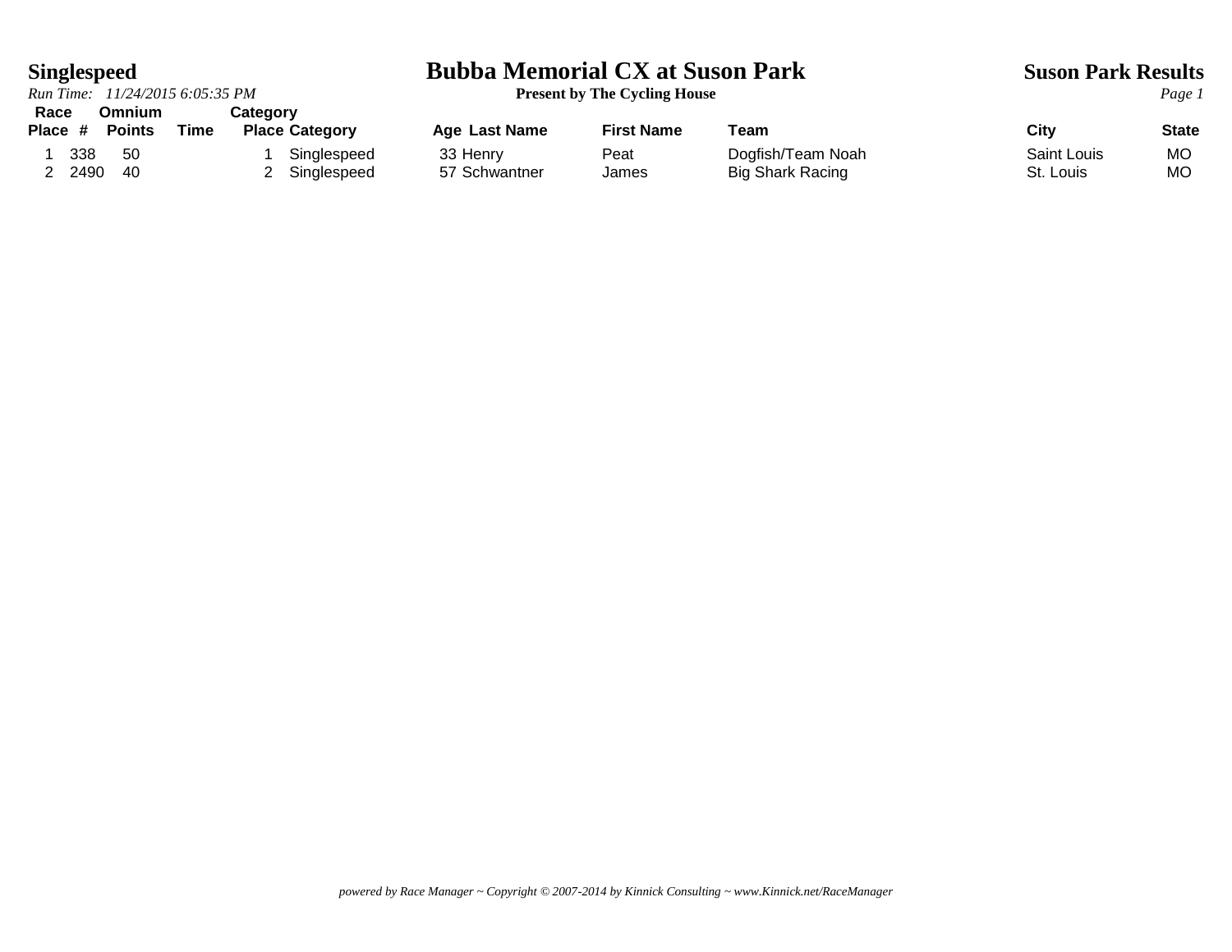# Bubba Memorial CX at Suson Park

**Present by The Cycling House**

## Singlespeed

*Run Time: 11/24/2015 6:05:35 PM*

**Suson Park Results**

| Race Place | # | Omnium Points | Time | Category Place | Category | Age | Last Name | First Name | Team | City | State |
|---|---|---|---|---|---|---|---|---|---|---|---|
| 1 | 338 | 50 | | 1 | Singlespeed | 33 | Henry | Peat | Dogfish/Team Noah | Saint Louis | MO |
| 2 | 2490 | 40 | | 2 | Singlespeed | 57 | Schwantner | James | Big Shark Racing | St. Louis | MO |

*powered by Race Manager ~ Copyright © 2007-2014 by Kinnick Consulting ~ www.Kinnick.net/RaceManager*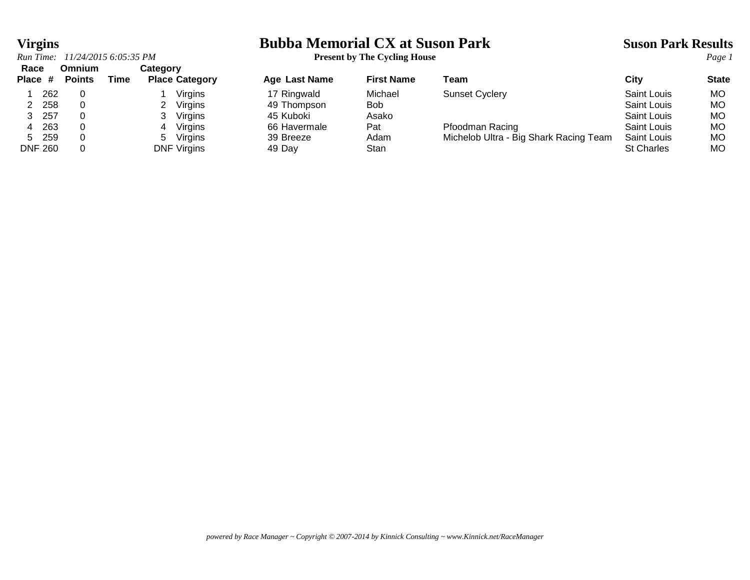# Virgins

*Run Time: 11/24/2015 6:05:35 PM*

# Bubba Memorial CX at Suson Park

**Present by The Cycling House**

**Suson Park Results**

| Race Place | # | Omnium Points | Time | Category Place | Category | Age | Last Name | First Name | Team | City | State |
|---|---|---|---|---|---|---|---|---|---|---|---|
| 1 | 262 | 0 | | 1 | Virgins | 17 | Ringwald | Michael | Sunset Cyclery | Saint Louis | MO |
| 2 | 258 | 0 | | 2 | Virgins | 49 | Thompson | Bob | | Saint Louis | MO |
| 3 | 257 | 0 | | 3 | Virgins | 45 | Kuboki | Asako | | Saint Louis | MO |
| 4 | 263 | 0 | | 4 | Virgins | 66 | Havermale | Pat | Pfoodman Racing | Saint Louis | MO |
| 5 | 259 | 0 | | 5 | Virgins | 39 | Breeze | Adam | Michelob Ultra - Big Shark Racing Team | Saint Louis | MO |
| DNF | 260 | 0 | | DNF | Virgins | 49 | Day | Stan | | St Charles | MO |

*powered by Race Manager ~ Copyright © 2007-2014 by Kinnick Consulting ~ www.Kinnick.net/RaceManager*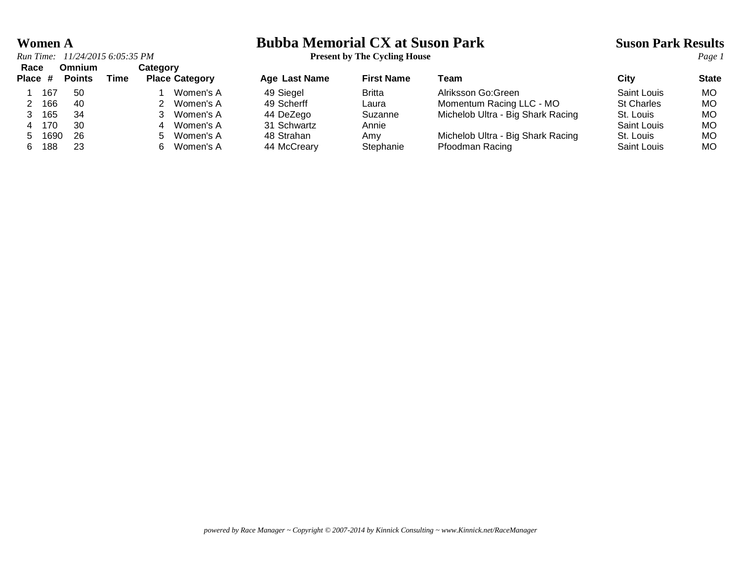# Women A

## Bubba Memorial CX at Suson Park

**Present by The Cycling House**

**Suson Park Results**

*Run Time: 11/24/2015 6:05:35 PM*

| Race Place | # | Omnium Points | Time | Category Place | Category | Age | Last Name | First Name | Team | City | State |
|---|---|---|---|---|---|---|---|---|---|---|---|
| 1 | 167 | 50 | | 1 | Women's A | 49 | Siegel | Britta | Alriksson Go:Green | Saint Louis | MO |
| 2 | 166 | 40 | | 2 | Women's A | 49 | Scherff | Laura | Momentum Racing LLC - MO | St Charles | MO |
| 3 | 165 | 34 | | 3 | Women's A | 44 | DeZego | Suzanne | Michelob Ultra - Big Shark Racing | St. Louis | MO |
| 4 | 170 | 30 | | 4 | Women's A | 31 | Schwartz | Annie | | Saint Louis | MO |
| 5 | 1690 | 26 | | 5 | Women's A | 48 | Strahan | Amy | Michelob Ultra - Big Shark Racing | St. Louis | MO |
| 6 | 188 | 23 | | 6 | Women's A | 44 | McCreary | Stephanie | Pfoodman Racing | Saint Louis | MO |

*powered by Race Manager ~ Copyright © 2007-2014 by Kinnick Consulting ~ www.Kinnick.net/RaceManager*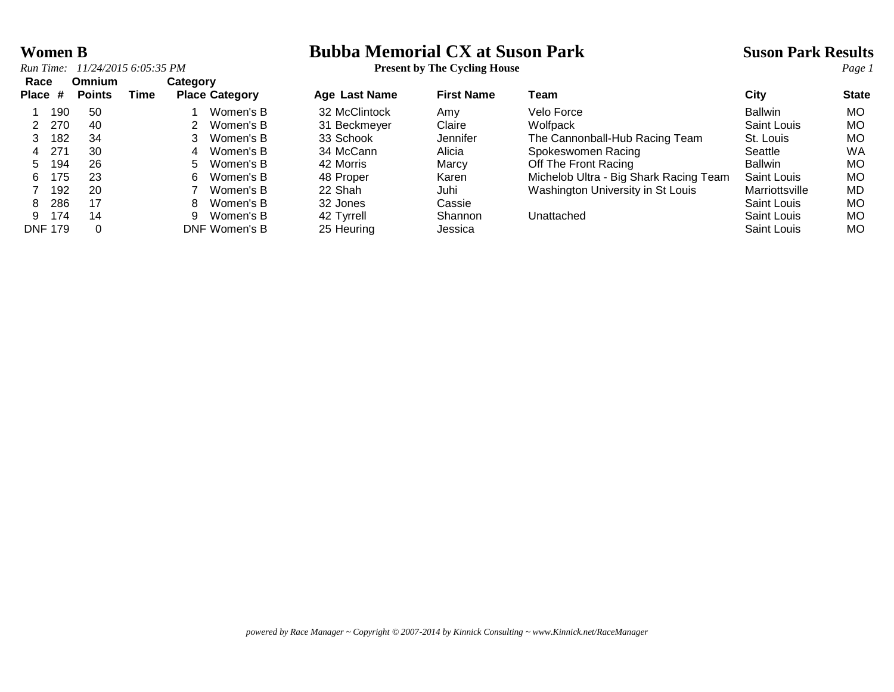**Women B** — **Bubba Memorial CX at Suson Park** — **Suson Park Results**

*Run Time: 11/24/2015 6:05:35 PM* — **Present by The Cycling House**

| Race Place | # | Omnium Points | Time | Category Place | Category | Age | Last Name | First Name | Team | City | State |
|---|---|---|---|---|---|---|---|---|---|---|---|
| 1 | 190 | 50 | | 1 | Women's B | 32 | McClintock | Amy | Velo Force | Ballwin | MO |
| 2 | 270 | 40 | | 2 | Women's B | 31 | Beckmeyer | Claire | Wolfpack | Saint Louis | MO |
| 3 | 182 | 34 | | 3 | Women's B | 33 | Schook | Jennifer | The Cannonball-Hub Racing Team | St. Louis | MO |
| 4 | 271 | 30 | | 4 | Women's B | 34 | McCann | Alicia | Spokeswomen Racing | Seattle | WA |
| 5 | 194 | 26 | | 5 | Women's B | 42 | Morris | Marcy | Off The Front Racing | Ballwin | MO |
| 6 | 175 | 23 | | 6 | Women's B | 48 | Proper | Karen | Michelob Ultra - Big Shark Racing Team | Saint Louis | MO |
| 7 | 192 | 20 | | 7 | Women's B | 22 | Shah | Juhi | Washington University in St Louis | Marriottsville | MD |
| 8 | 286 | 17 | | 8 | Women's B | 32 | Jones | Cassie | | Saint Louis | MO |
| 9 | 174 | 14 | | 9 | Women's B | 42 | Tyrrell | Shannon | Unattached | Saint Louis | MO |
| DNF | 179 | 0 | | DNF | Women's B | 25 | Heuring | Jessica | | Saint Louis | MO |

*powered by Race Manager ~ Copyright © 2007-2014 by Kinnick Consulting ~ www.Kinnick.net/RaceManager*